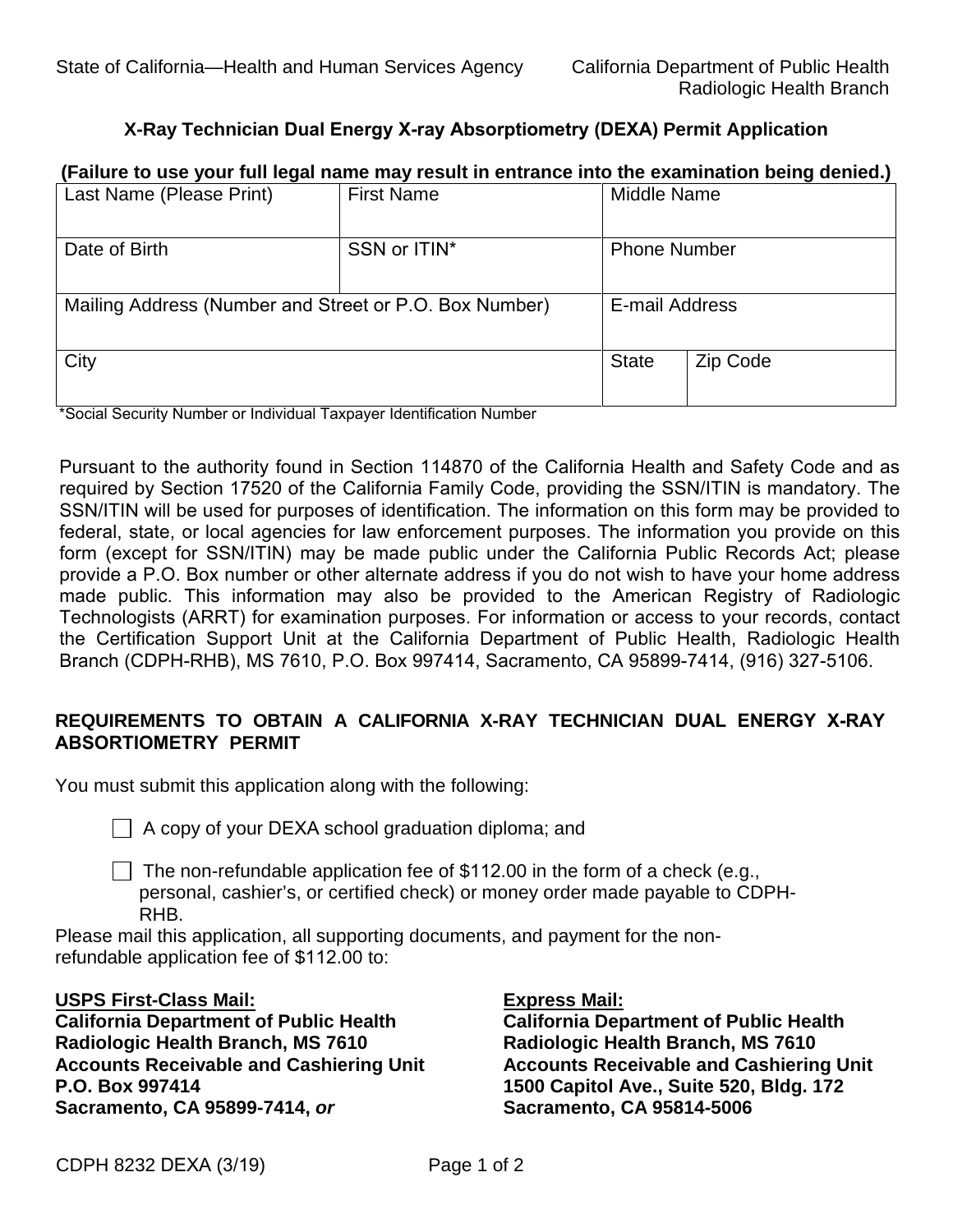State of California—Health and Human Services Agency

California Department of Public Health
Radiologic Health Branch

## X-Ray Technician Dual Energy X-ray Absorptiometry (DEXA) Permit Application

**(Failure to use your full legal name may result in entrance into the examination being denied.)**

| Last Name (Please Print) | First Name | Middle Name | |
|---|---|---|---|
| Date of Birth | SSN or ITIN* | Phone Number | |
| Mailing Address (Number and Street or P.O. Box Number) | | E-mail Address | |
| City | | State | Zip Code |

*Social Security Number or Individual Taxpayer Identification Number

Pursuant to the authority found in Section 114870 of the California Health and Safety Code and as required by Section 17520 of the California Family Code, providing the SSN/ITIN is mandatory. The SSN/ITIN will be used for purposes of identification. The information on this form may be provided to federal, state, or local agencies for law enforcement purposes. The information you provide on this form (except for SSN/ITIN) may be made public under the California Public Records Act; please provide a P.O. Box number or other alternate address if you do not wish to have your home address made public. This information may also be provided to the American Registry of Radiologic Technologists (ARRT) for examination purposes. For information or access to your records, contact the Certification Support Unit at the California Department of Public Health, Radiologic Health Branch (CDPH-RHB), MS 7610, P.O. Box 997414, Sacramento, CA 95899-7414, (916) 327-5106.

### REQUIREMENTS TO OBTAIN A CALIFORNIA X-RAY TECHNICIAN DUAL ENERGY X-RAY ABSORTIOMETRY PERMIT

You must submit this application along with the following:

- ☐ A copy of your DEXA school graduation diploma; and
- ☐ The non-refundable application fee of $112.00 in the form of a check (e.g., personal, cashier's, or certified check) or money order made payable to CDPH-RHB.

Please mail this application, all supporting documents, and payment for the non-refundable application fee of $112.00 to:

**USPS First-Class Mail:**
**California Department of Public Health**
**Radiologic Health Branch, MS 7610**
**Accounts Receivable and Cashiering Unit**
**P.O. Box 997414**
**Sacramento, CA 95899-7414, *or***

**Express Mail:**
**California Department of Public Health**
**Radiologic Health Branch, MS 7610**
**Accounts Receivable and Cashiering Unit**
**1500 Capitol Ave., Suite 520, Bldg. 172**
**Sacramento, CA 95814-5006**

CDPH 8232 DEXA (3/19)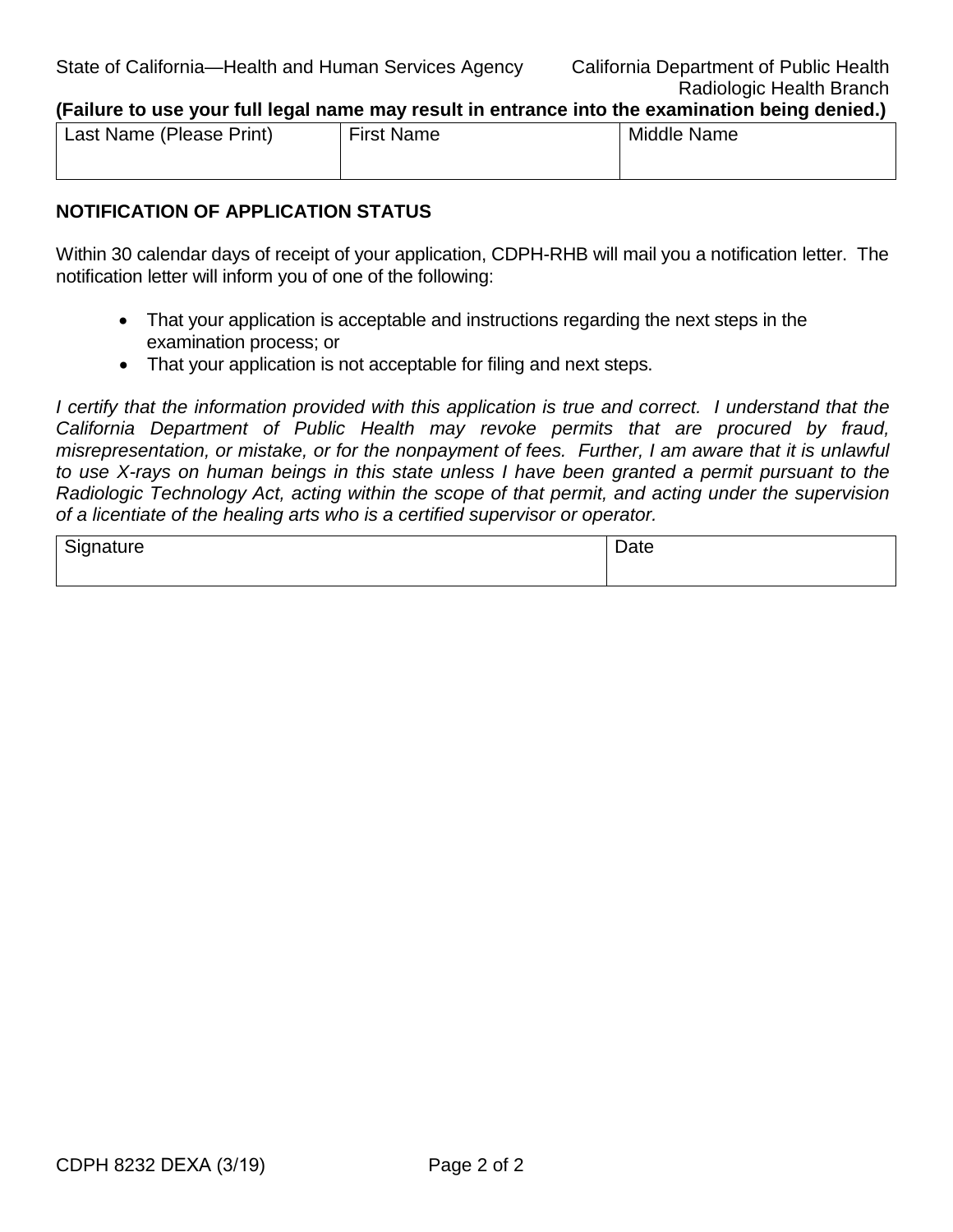**(Failure to use your full legal name may result in entrance into the examination being denied.)**

| Last Name (Please Print) | First Name | Middle Name |
| --- | --- | --- |
| | | |

**NOTIFICATION OF APPLICATION STATUS**

Within 30 calendar days of receipt of your application, CDPH-RHB will mail you a notification letter. The notification letter will inform you of one of the following:

- That your application is acceptable and instructions regarding the next steps in the examination process; or
- That your application is not acceptable for filing and next steps.

*I certify that the information provided with this application is true and correct. I understand that the California Department of Public Health may revoke permits that are procured by fraud, misrepresentation, or mistake, or for the nonpayment of fees. Further, I am aware that it is unlawful to use X-rays on human beings in this state unless I have been granted a permit pursuant to the Radiologic Technology Act, acting within the scope of that permit, and acting under the supervision of a licentiate of the healing arts who is a certified supervisor or operator.*

| Signature | Date |
| --- | --- |
| | |